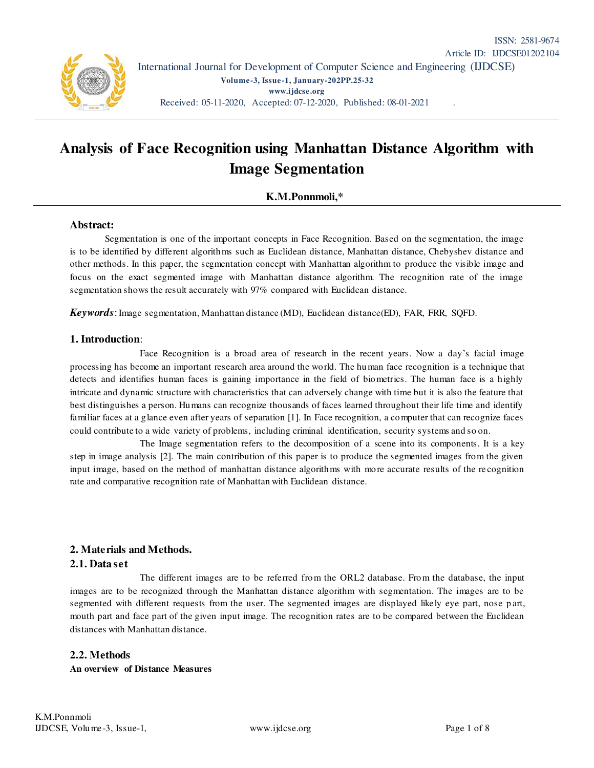# Analysis of Face Recognition using Manhattan Distance Algorithm with Image Segmentation

**K.M.Ponnmoli,***

## Abstract:

Segmentation is one of the important concepts in Face Recognition. Based on the segmentation, the image is to be identified by different algorithms such as Euclidean distance, Manhattan distance, Chebyshev distance and other methods. In this paper, the segmentation concept with Manhattan algorithm to produce the visible image and focus on the exact segmented image with Manhattan distance algorithm. The recognition rate of the image segmentation shows the result accurately with 97% compared with Euclidean distance.

***Keywords***: Image segmentation, Manhattan distance (MD), Euclidean distance(ED), FAR, FRR, SQFD.

## 1. Introduction:

Face Recognition is a broad area of research in the recent years. Now a day's facial image processing has become an important research area around the world. The human face recognition is a technique that detects and identifies human faces is gaining importance in the field of biometrics. The human face is a highly intricate and dynamic structure with characteristics that can adversely change with time but it is also the feature that best distinguishes a person. Humans can recognize thousands of faces learned throughout their life time and identify familiar faces at a glance even after years of separation [1]. In Face recognition, a computer that can recognize faces could contribute to a wide variety of problems, including criminal identification, security systems and so on.

The Image segmentation refers to the decomposition of a scene into its components. It is a key step in image analysis [2]. The main contribution of this paper is to produce the segmented images from the given input image, based on the method of manhattan distance algorithms with more accurate results of the recognition rate and comparative recognition rate of Manhattan with Euclidean distance.

## 2. Materials and Methods.

### 2.1. Data set

The different images are to be referred from the ORL2 database. From the database, the input images are to be recognized through the Manhattan distance algorithm with segmentation. The images are to be segmented with different requests from the user. The segmented images are displayed likely eye part, nose part, mouth part and face part of the given input image. The recognition rates are to be compared between the Euclidean distances with Manhattan distance.

### 2.2. Methods

**An overview of Distance Measures**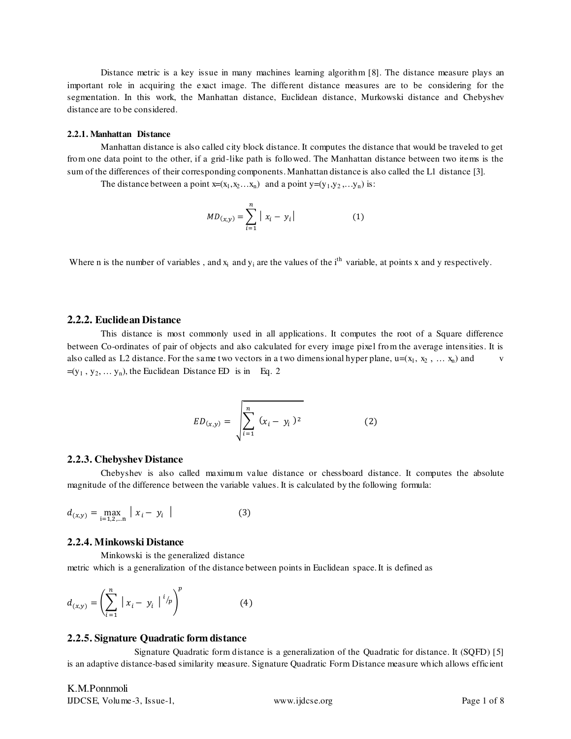Distance metric is a key issue in many machines learning algorithm [8]. The distance measure plays an important role in acquiring the exact image. The different distance measures are to be considering for the segmentation. In this work, the Manhattan distance, Euclidean distance, Murkowski distance and Chebyshev distance are to be considered.

#### 2.2.1. Manhattan Distance

Manhattan distance is also called city block distance. It computes the distance that would be traveled to get from one data point to the other, if a grid-like path is followed. The Manhattan distance between two items is the sum of the differences of their corresponding components. Manhattan distance is also called the L1 distance [3].

The distance between a point $x=(x_1,x_2 \ldots x_n)$ and a point $y=(y_1,y_2,\ldots y_n)$ is:

$$MD_{(x,y)} = \sum_{i=1}^{n} | x_i - y_i | \quad (1)$$

Where n is the number of variables , and $x_i$ and $y_i$ are the values of the $i^{th}$ variable, at points x and y respectively.

### 2.2.2. Euclidean Distance

This distance is most commonly used in all applications. It computes the root of a Square difference between Co-ordinates of pair of objects and also calculated for every image pixel from the average intensities. It is also called as L2 distance. For the same two vectors in a two dimensional hyper plane, $u=(x_1, x_2, \ldots x_n)$ and $v = (y_1, y_2, \ldots y_n)$, the Euclidean Distance ED is in Eq. 2

$$ED_{(x,y)} = \sqrt{\sum_{i=1}^{n} (x_i - y_i)^2} \quad (2)$$

### 2.2.3. Chebyshev Distance

Chebyshev is also called maximum value distance or chessboard distance. It computes the absolute magnitude of the difference between the variable values. It is calculated by the following formula:

$$d_{(x,y)} = \max_{i=1,2,\ldots n} | x_i - y_i | \quad (3)$$

### 2.2.4. Minkowski Distance

Minkowski is the generalized distance metric which is a generalization of the distance between points in Euclidean space. It is defined as

$$d_{(x,y)} = \left( \sum_{i=1}^{n} | x_i - y_i |^{i/p} \right)^p \quad (4)$$

### 2.2.5. Signature Quadratic form distance

Signature Quadratic form distance is a generalization of the Quadratic for distance. It (SQFD) [5] is an adaptive distance-based similarity measure. Signature Quadratic Form Distance measure which allows efficient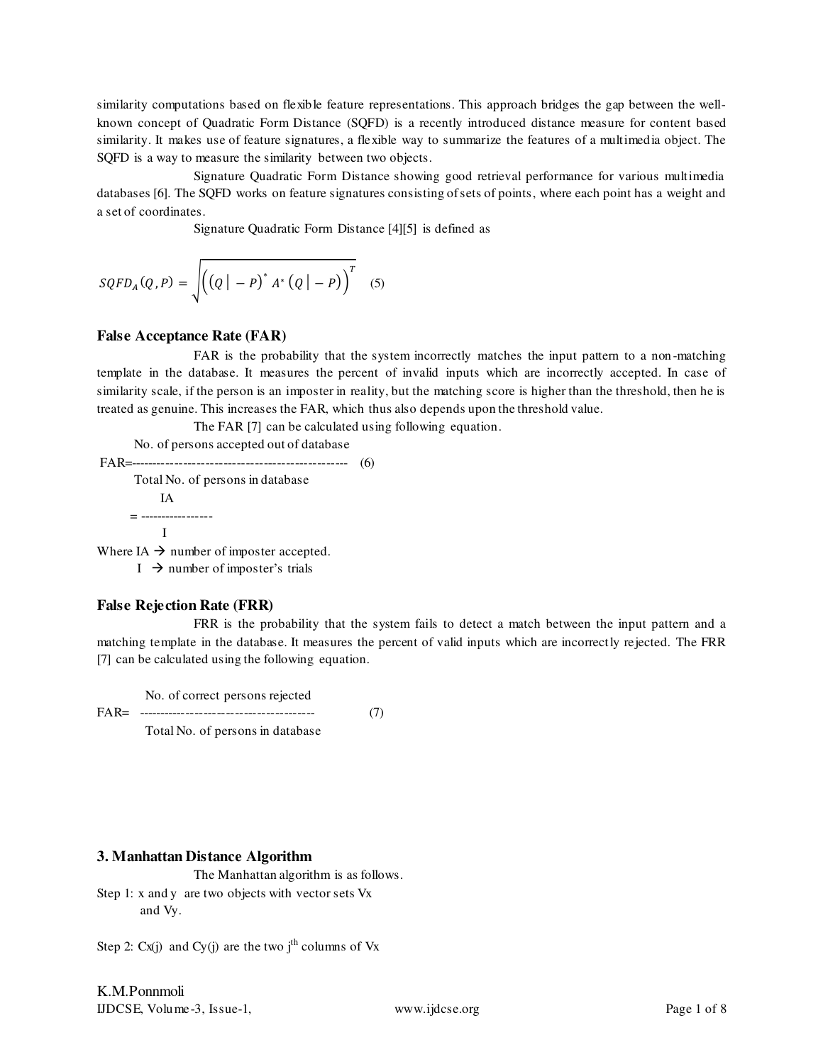similarity computations based on flexible feature representations. This approach bridges the gap between the well-known concept of Quadratic Form Distance (SQFD) is a recently introduced distance measure for content based similarity. It makes use of feature signatures, a flexible way to summarize the features of a multimedia object. The SQFD is a way to measure the similarity between two objects.

Signature Quadratic Form Distance showing good retrieval performance for various multimedia databases [6]. The SQFD works on feature signatures consisting of sets of points, where each point has a weight and a set of coordinates.

Signature Quadratic Form Distance [4][5] is defined as

$$SQFD_A(Q,P) = \sqrt{\left((Q\,|\,-P)^{*}\,A^{*}\,(Q\,|\,-P)\right)^{T}} \quad (5)$$

### False Acceptance Rate (FAR)

FAR is the probability that the system incorrectly matches the input pattern to a non-matching template in the database. It measures the percent of invalid inputs which are incorrectly accepted. In case of similarity scale, if the person is an imposter in reality, but the matching score is higher than the threshold, then he is treated as genuine. This increases the FAR, which thus also depends upon the threshold value.

The FAR [7] can be calculated using following equation.

$$FAR = \frac{\text{No. of persons accepted out of database}}{\text{Total No. of persons in database}} \quad (6)$$

$$= \frac{IA}{I}$$

Where IA → number of imposter accepted.
I → number of imposter's trials

### False Rejection Rate (FRR)

FRR is the probability that the system fails to detect a match between the input pattern and a matching template in the database. It measures the percent of valid inputs which are incorrectly rejected. The FRR [7] can be calculated using the following equation.

$$FAR = \frac{\text{No. of correct persons rejected}}{\text{Total No. of persons in database}} \quad (7)$$

## 3. Manhattan Distance Algorithm

The Manhattan algorithm is as follows.

Step 1: x and y are two objects with vector sets Vx and Vy.

Step 2: Cx(j) and Cy(j) are the two j[th] columns of Vx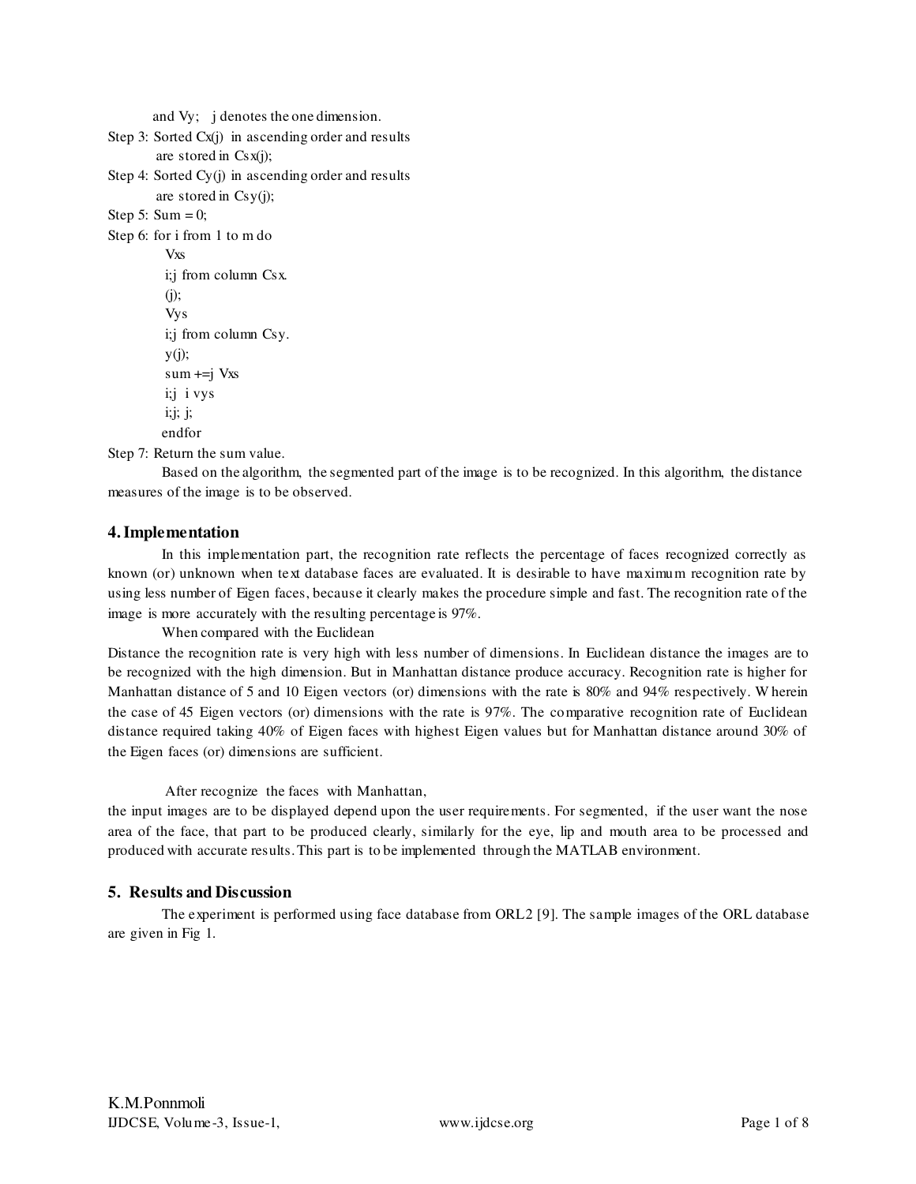and Vy; j denotes the one dimension.

Step 3: Sorted Cx(j) in ascending order and results are stored in Csx(j);

Step 4: Sorted Cy(j) in ascending order and results are stored in Csy(j);

Step 5: Sum = 0;

Step 6: for i from 1 to m do

Vxs

i;j from column Csx.

(j);

Vys

i;j from column Csy.

y(j);

sum +=j Vxs

i;j i vys

i;j; j;

endfor

Step 7: Return the sum value.

Based on the algorithm, the segmented part of the image is to be recognized. In this algorithm, the distance measures of the image is to be observed.

## 4. Implementation

In this implementation part, the recognition rate reflects the percentage of faces recognized correctly as known (or) unknown when text database faces are evaluated. It is desirable to have maximum recognition rate by using less number of Eigen faces, because it clearly makes the procedure simple and fast. The recognition rate of the image is more accurately with the resulting percentage is 97%.

When compared with the Euclidean Distance the recognition rate is very high with less number of dimensions. In Euclidean distance the images are to be recognized with the high dimension. But in Manhattan distance produce accuracy. Recognition rate is higher for Manhattan distance of 5 and 10 Eigen vectors (or) dimensions with the rate is 80% and 94% respectively. Wherein the case of 45 Eigen vectors (or) dimensions with the rate is 97%. The comparative recognition rate of Euclidean distance required taking 40% of Eigen faces with highest Eigen values but for Manhattan distance around 30% of the Eigen faces (or) dimensions are sufficient.

After recognize the faces with Manhattan, the input images are to be displayed depend upon the user requirements. For segmented, if the user want the nose area of the face, that part to be produced clearly, similarly for the eye, lip and mouth area to be processed and produced with accurate results. This part is to be implemented through the MATLAB environment.

## 5. Results and Discussion

The experiment is performed using face database from ORL2 [9]. The sample images of the ORL database are given in Fig 1.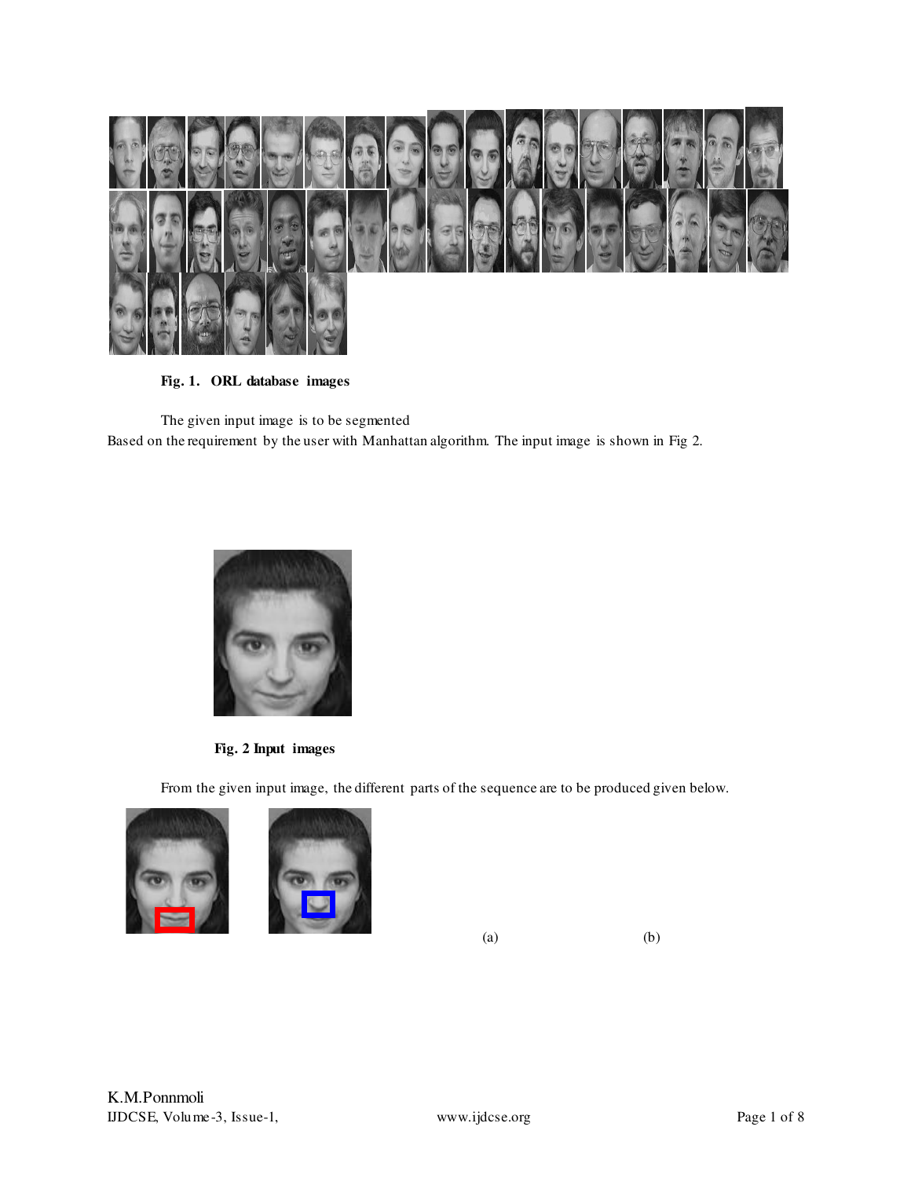Fig. 1. ORL database images

The given input image is to be segmented Based on the requirement by the user with Manhattan algorithm. The input image is shown in Fig 2.

Fig. 2 Input images

From the given input image, the different parts of the sequence are to be produced given below.

(a) (b)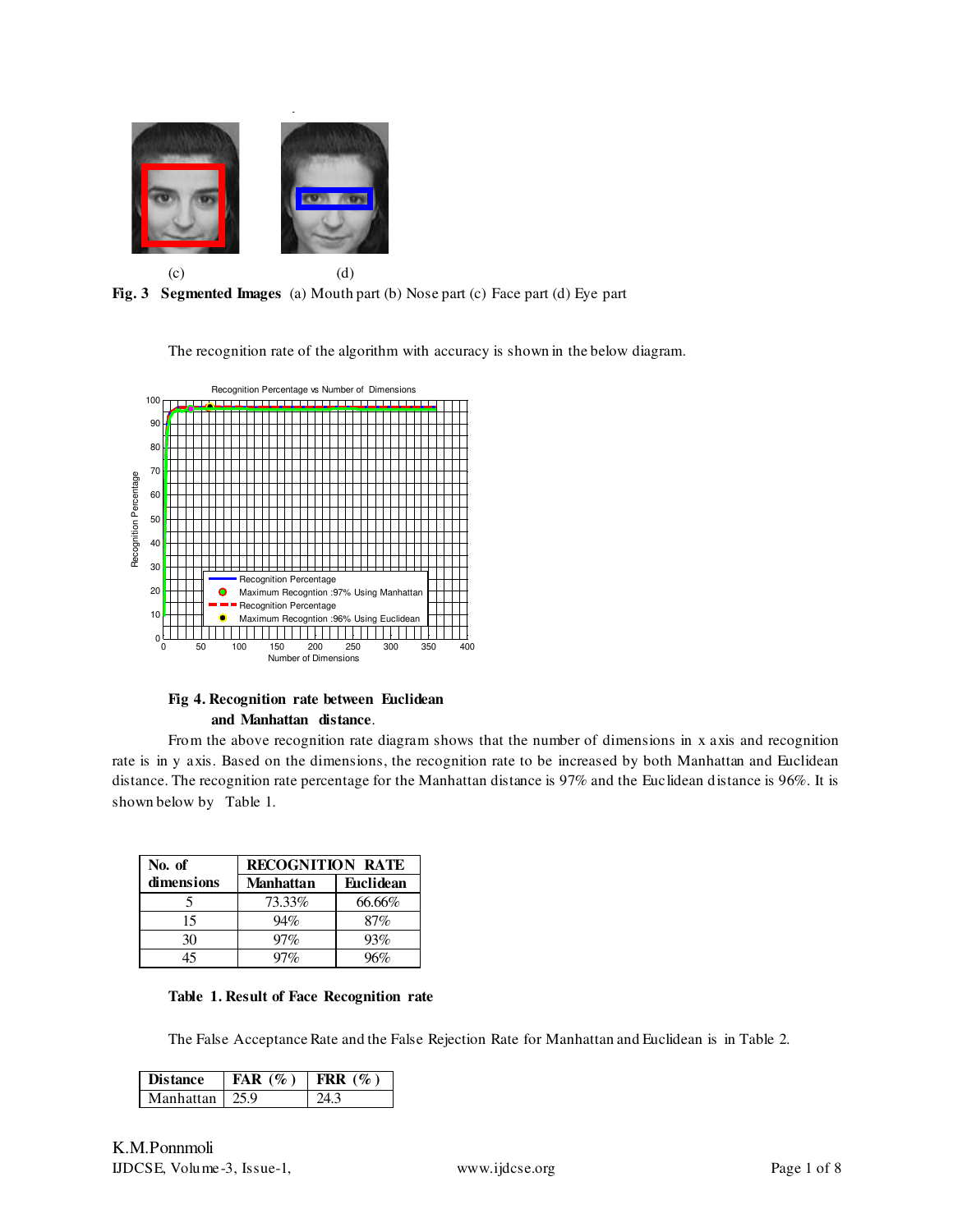(c) (d)

**Fig. 3 Segmented Images** (a) Mouth part (b) Nose part (c) Face part (d) Eye part

The recognition rate of the algorithm with accuracy is shown in the below diagram.

**Fig 4. Recognition rate between Euclidean and Manhattan distance.**

From the above recognition rate diagram shows that the number of dimensions in x axis and recognition rate is in y axis. Based on the dimensions, the recognition rate to be increased by both Manhattan and Euclidean distance. The recognition rate percentage for the Manhattan distance is 97% and the Euclidean distance is 96%. It is shown below by Table 1.

| No. of dimensions | RECOGNITION RATE | |
|---|---|---|
| | Manhattan | Euclidean |
| 5 | 73.33% | 66.66% |
| 15 | 94% | 87% |
| 30 | 97% | 93% |
| 45 | 97% | 96% |

**Table 1. Result of Face Recognition rate**

The False Acceptance Rate and the False Rejection Rate for Manhattan and Euclidean is in Table 2.

| Distance | FAR (%) | FRR (%) |
|---|---|---|
| Manhattan | 25.9 | 24.3 |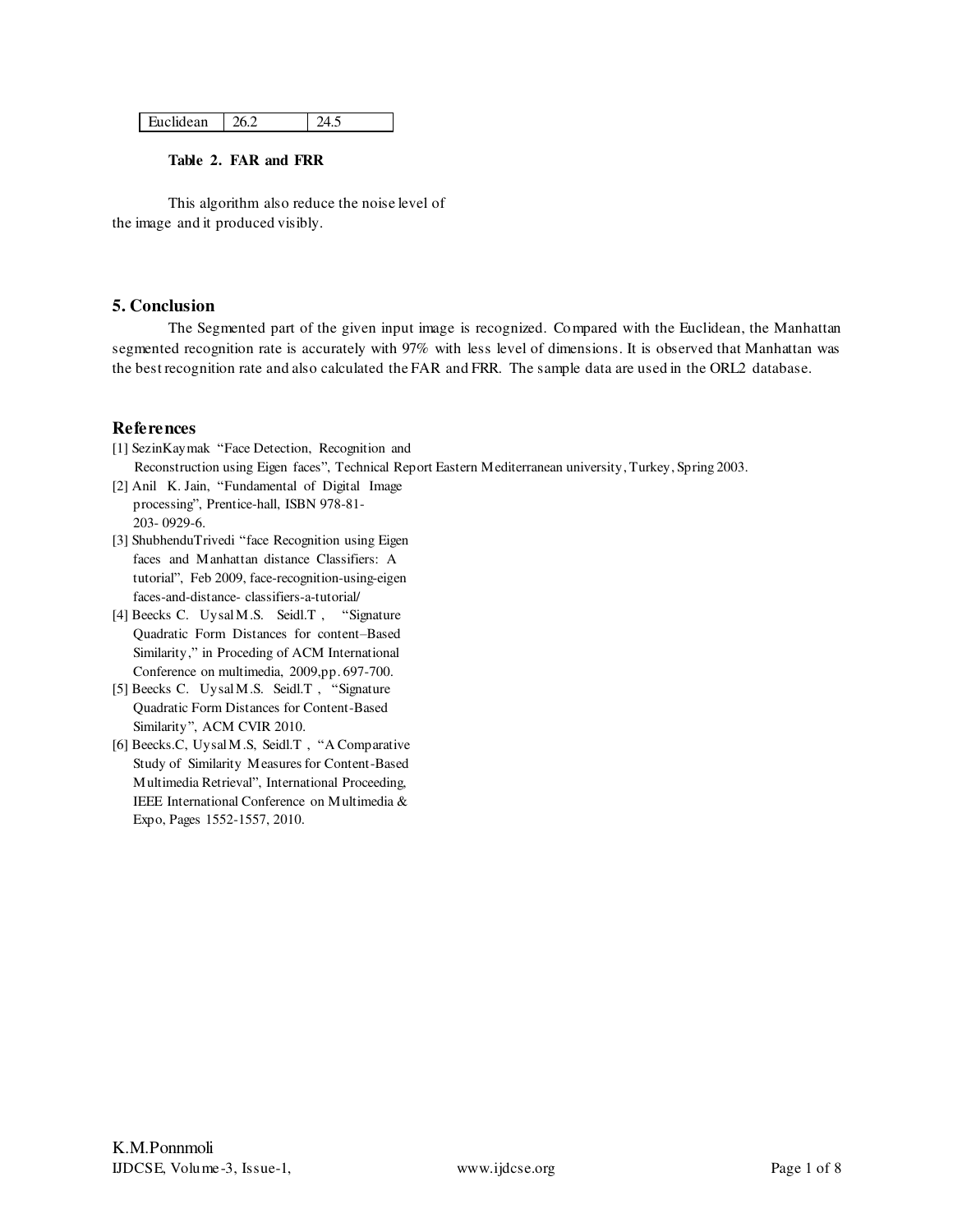| Euclidean | 26.2 | 24.5 |
|---|---|---|

**Table 2. FAR and FRR**

This algorithm also reduce the noise level of the image and it produced visibly.

## 5. Conclusion

The Segmented part of the given input image is recognized. Compared with the Euclidean, the Manhattan segmented recognition rate is accurately with 97% with less level of dimensions. It is observed that Manhattan was the best recognition rate and also calculated the FAR and FRR. The sample data are used in the ORL2 database.

## References

[1] SezinKaymak "Face Detection, Recognition and Reconstruction using Eigen faces", Technical Report Eastern Mediterranean university, Turkey, Spring 2003.

[2] Anil K. Jain, "Fundamental of Digital Image processing", Prentice-hall, ISBN 978-81-203- 0929-6.

[3] ShubhenduTrivedi "face Recognition using Eigen faces and Manhattan distance Classifiers: A tutorial", Feb 2009, face-recognition-using-eigen faces-and-distance- classifiers-a-tutorial/

[4] Beecks C. Uysal M.S. Seidl.T , "Signature Quadratic Form Distances for content–Based Similarity," in Proceding of ACM International Conference on multimedia, 2009,pp. 697-700.

[5] Beecks C. Uysal M.S. Seidl.T , "Signature Quadratic Form Distances for Content-Based Similarity", ACM CVIR 2010.

[6] Beecks.C, Uysal M.S, Seidl.T , "A Comparative Study of Similarity Measures for Content-Based Multimedia Retrieval", International Proceeding, IEEE International Conference on Multimedia & Expo, Pages 1552-1557, 2010.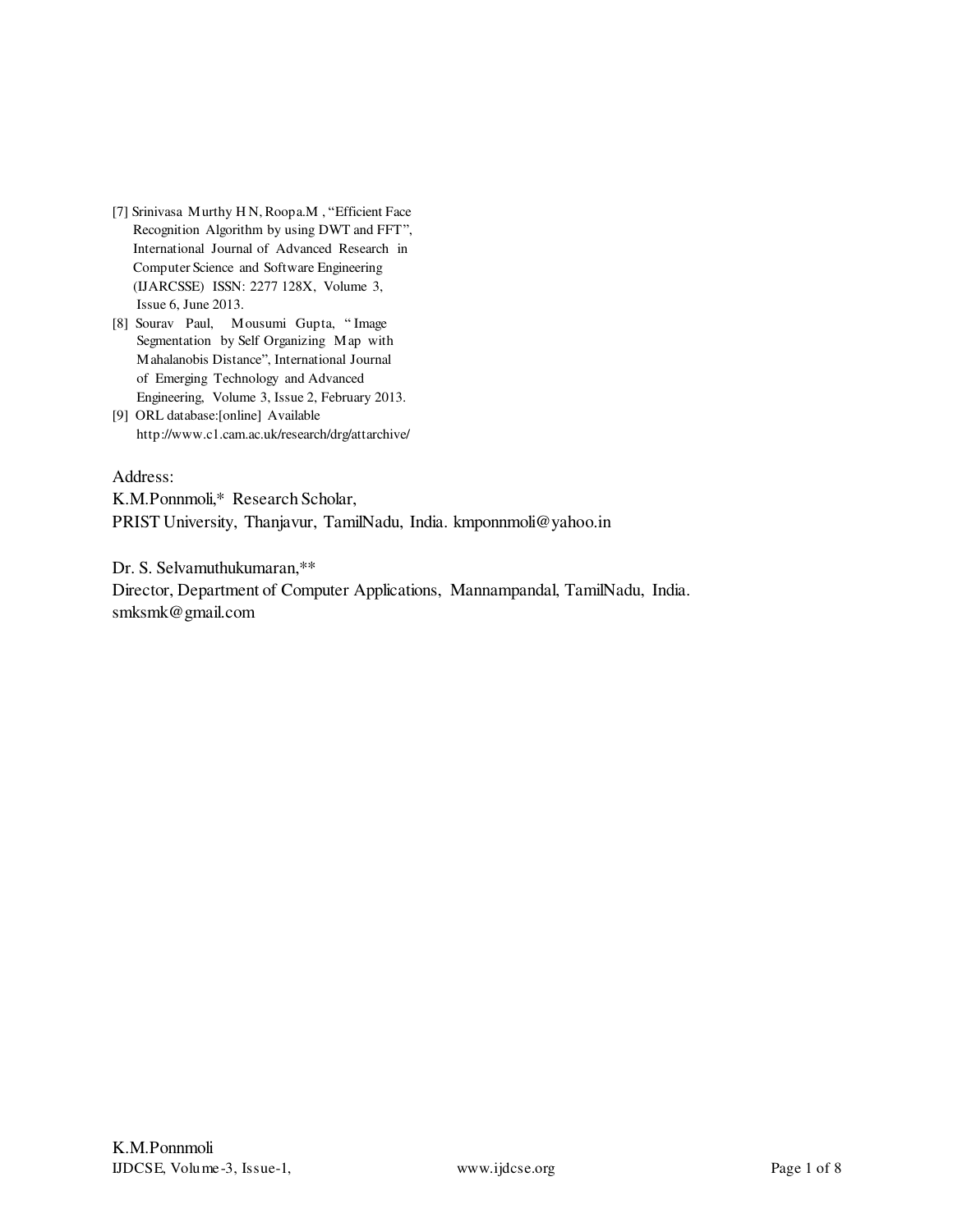[7] Srinivasa Murthy H N, Roopa.M , "Efficient Face Recognition Algorithm by using DWT and FFT", International Journal of Advanced Research in Computer Science and Software Engineering (IJARCSSE) ISSN: 2277 128X, Volume 3, Issue 6, June 2013.

[8] Sourav Paul, Mousumi Gupta, " Image Segmentation by Self Organizing Map with Mahalanobis Distance", International Journal of Emerging Technology and Advanced Engineering, Volume 3, Issue 2, February 2013.

[9] ORL database:[online] Available http://www.c1.cam.ac.uk/research/drg/attarchive/

Address:  
K.M.Ponnmoli,* Research Scholar,  
PRIST University, Thanjavur, TamilNadu, India. kmponnmoli@yahoo.in

Dr. S. Selvamuthukumaran,**  
Director, Department of Computer Applications, Mannampandal, TamilNadu, India.  
smksmk@gmail.com